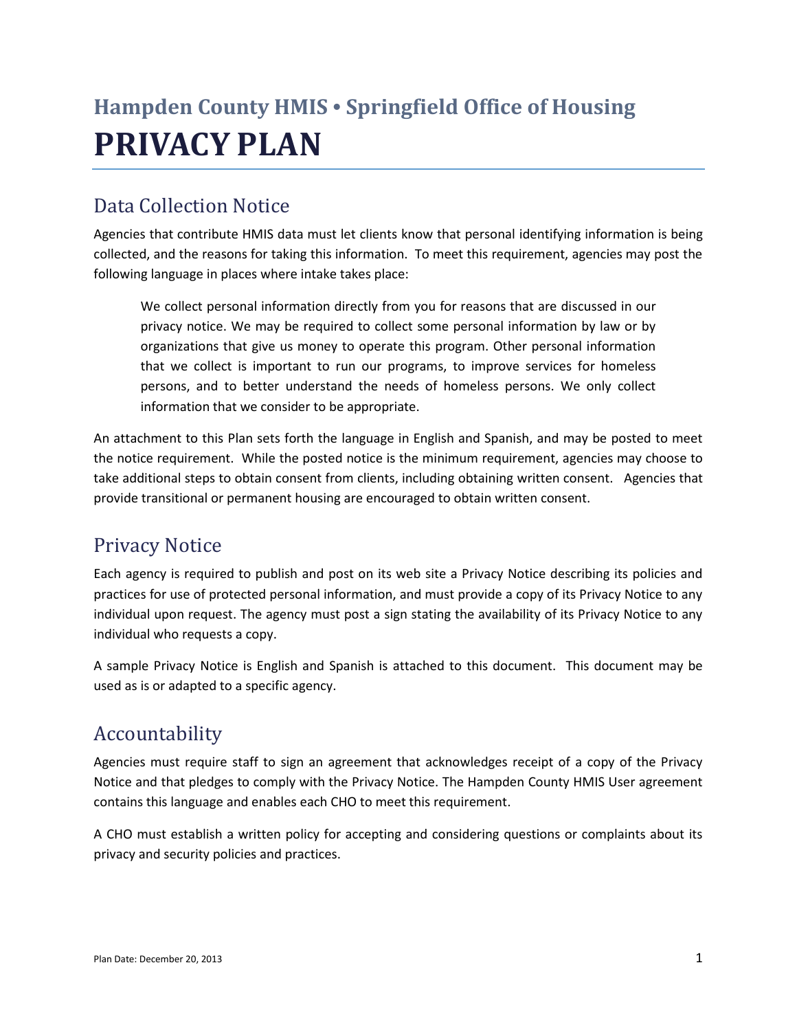## Hampden County HMIS • Springfield Office of Housing

# PRIVACY PLAN

## Data Collection Notice

Agencies that contribute HMIS data must let clients know that personal identifying information is being collected, and the reasons for taking this information. To meet this requirement, agencies may post the following language in places where intake takes place:

> We collect personal information directly from you for reasons that are discussed in our privacy notice. We may be required to collect some personal information by law or by organizations that give us money to operate this program. Other personal information that we collect is important to run our programs, to improve services for homeless persons, and to better understand the needs of homeless persons. We only collect information that we consider to be appropriate.

An attachment to this Plan sets forth the language in English and Spanish, and may be posted to meet the notice requirement. While the posted notice is the minimum requirement, agencies may choose to take additional steps to obtain consent from clients, including obtaining written consent. Agencies that provide transitional or permanent housing are encouraged to obtain written consent.

## Privacy Notice

Each agency is required to publish and post on its web site a Privacy Notice describing its policies and practices for use of protected personal information, and must provide a copy of its Privacy Notice to any individual upon request. The agency must post a sign stating the availability of its Privacy Notice to any individual who requests a copy.

A sample Privacy Notice is English and Spanish is attached to this document. This document may be used as is or adapted to a specific agency.

## Accountability

Agencies must require staff to sign an agreement that acknowledges receipt of a copy of the Privacy Notice and that pledges to comply with the Privacy Notice. The Hampden County HMIS User agreement contains this language and enables each CHO to meet this requirement.

A CHO must establish a written policy for accepting and considering questions or complaints about its privacy and security policies and practices.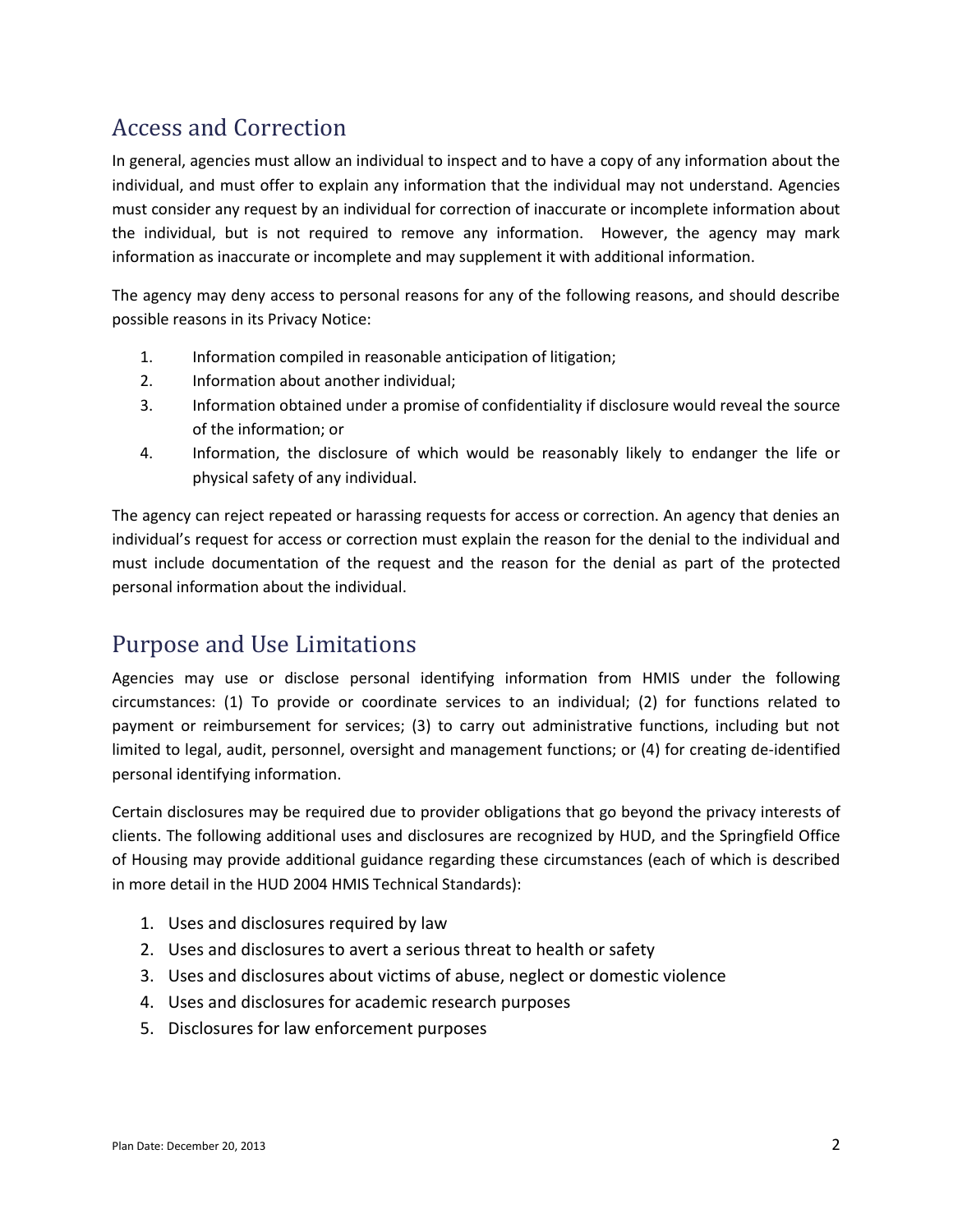## Access and Correction

In general, agencies must allow an individual to inspect and to have a copy of any information about the individual, and must offer to explain any information that the individual may not understand. Agencies must consider any request by an individual for correction of inaccurate or incomplete information about the individual, but is not required to remove any information. However, the agency may mark information as inaccurate or incomplete and may supplement it with additional information.

The agency may deny access to personal reasons for any of the following reasons, and should describe possible reasons in its Privacy Notice:

1. Information compiled in reasonable anticipation of litigation;
2. Information about another individual;
3. Information obtained under a promise of confidentiality if disclosure would reveal the source of the information; or
4. Information, the disclosure of which would be reasonably likely to endanger the life or physical safety of any individual.

The agency can reject repeated or harassing requests for access or correction. An agency that denies an individual's request for access or correction must explain the reason for the denial to the individual and must include documentation of the request and the reason for the denial as part of the protected personal information about the individual.

## Purpose and Use Limitations

Agencies may use or disclose personal identifying information from HMIS under the following circumstances: (1) To provide or coordinate services to an individual; (2) for functions related to payment or reimbursement for services; (3) to carry out administrative functions, including but not limited to legal, audit, personnel, oversight and management functions; or (4) for creating de-identified personal identifying information.

Certain disclosures may be required due to provider obligations that go beyond the privacy interests of clients. The following additional uses and disclosures are recognized by HUD, and the Springfield Office of Housing may provide additional guidance regarding these circumstances (each of which is described in more detail in the HUD 2004 HMIS Technical Standards):

1. Uses and disclosures required by law
2. Uses and disclosures to avert a serious threat to health or safety
3. Uses and disclosures about victims of abuse, neglect or domestic violence
4. Uses and disclosures for academic research purposes
5. Disclosures for law enforcement purposes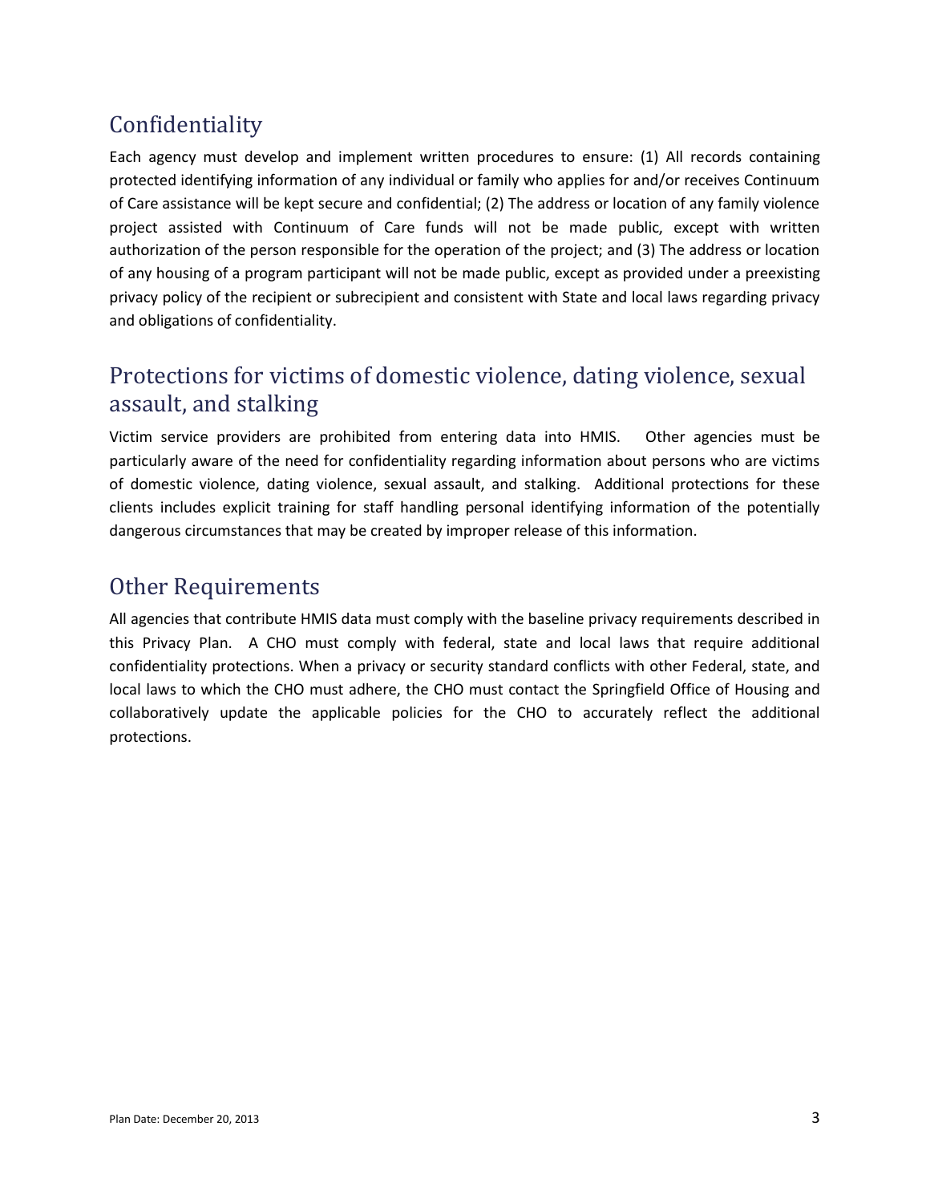## Confidentiality

Each agency must develop and implement written procedures to ensure: (1) All records containing protected identifying information of any individual or family who applies for and/or receives Continuum of Care assistance will be kept secure and confidential; (2) The address or location of any family violence project assisted with Continuum of Care funds will not be made public, except with written authorization of the person responsible for the operation of the project; and (3) The address or location of any housing of a program participant will not be made public, except as provided under a preexisting privacy policy of the recipient or subrecipient and consistent with State and local laws regarding privacy and obligations of confidentiality.

## Protections for victims of domestic violence, dating violence, sexual assault, and stalking

Victim service providers are prohibited from entering data into HMIS. Other agencies must be particularly aware of the need for confidentiality regarding information about persons who are victims of domestic violence, dating violence, sexual assault, and stalking. Additional protections for these clients includes explicit training for staff handling personal identifying information of the potentially dangerous circumstances that may be created by improper release of this information.

## Other Requirements

All agencies that contribute HMIS data must comply with the baseline privacy requirements described in this Privacy Plan. A CHO must comply with federal, state and local laws that require additional confidentiality protections. When a privacy or security standard conflicts with other Federal, state, and local laws to which the CHO must adhere, the CHO must contact the Springfield Office of Housing and collaboratively update the applicable policies for the CHO to accurately reflect the additional protections.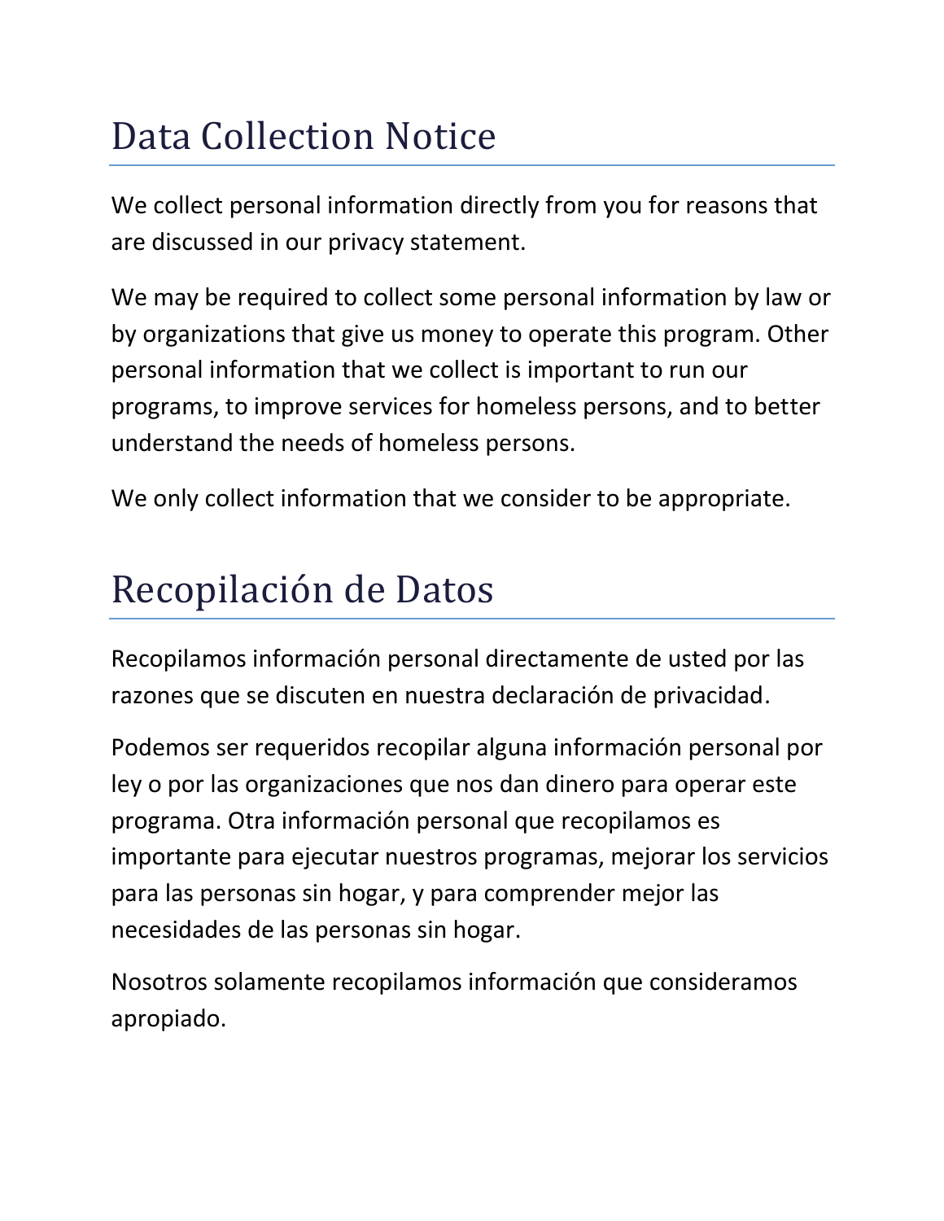# Data Collection Notice

We collect personal information directly from you for reasons that are discussed in our privacy statement.

We may be required to collect some personal information by law or by organizations that give us money to operate this program. Other personal information that we collect is important to run our programs, to improve services for homeless persons, and to better understand the needs of homeless persons.

We only collect information that we consider to be appropriate.

# Recopilación de Datos

Recopilamos información personal directamente de usted por las razones que se discuten en nuestra declaración de privacidad.

Podemos ser requeridos recopilar alguna información personal por ley o por las organizaciones que nos dan dinero para operar este programa. Otra información personal que recopilamos es importante para ejecutar nuestros programas, mejorar los servicios para las personas sin hogar, y para comprender mejor las necesidades de las personas sin hogar.

Nosotros solamente recopilamos información que consideramos apropiado.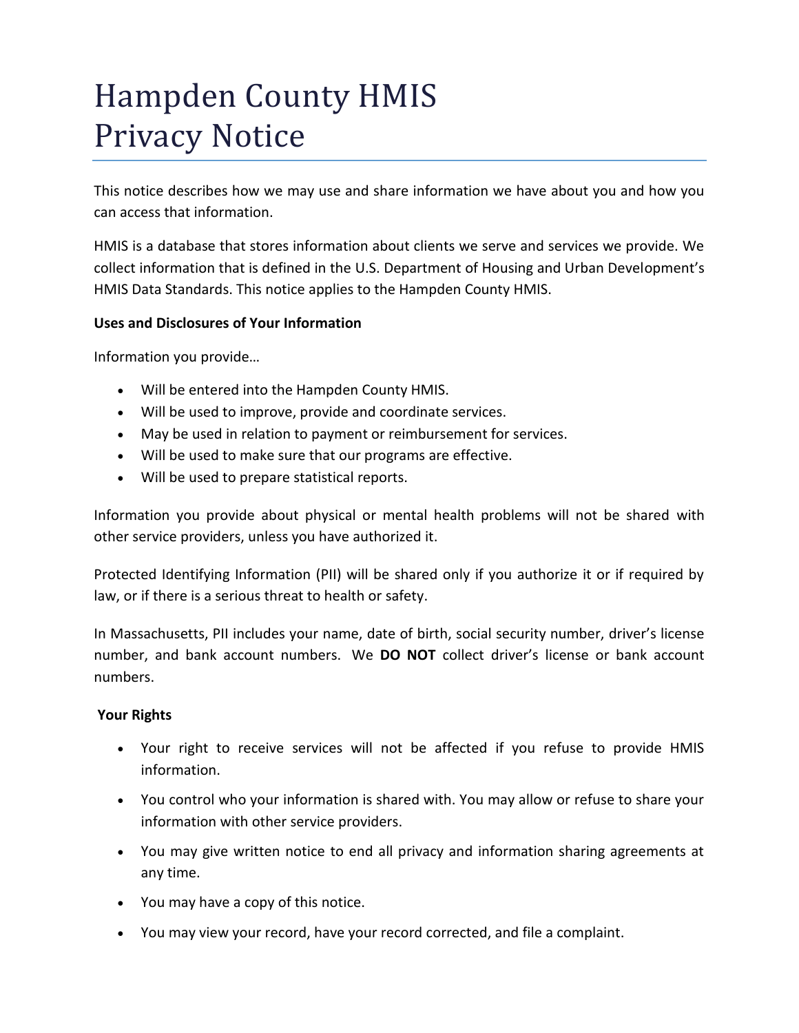# Hampden County HMIS Privacy Notice

This notice describes how we may use and share information we have about you and how you can access that information.

HMIS is a database that stores information about clients we serve and services we provide. We collect information that is defined in the U.S. Department of Housing and Urban Development's HMIS Data Standards. This notice applies to the Hampden County HMIS.

**Uses and Disclosures of Your Information**

Information you provide…

- Will be entered into the Hampden County HMIS.
- Will be used to improve, provide and coordinate services.
- May be used in relation to payment or reimbursement for services.
- Will be used to make sure that our programs are effective.
- Will be used to prepare statistical reports.

Information you provide about physical or mental health problems will not be shared with other service providers, unless you have authorized it.

Protected Identifying Information (PII) will be shared only if you authorize it or if required by law, or if there is a serious threat to health or safety.

In Massachusetts, PII includes your name, date of birth, social security number, driver's license number, and bank account numbers. We **DO NOT** collect driver's license or bank account numbers.

**Your Rights**

- Your right to receive services will not be affected if you refuse to provide HMIS information.
- You control who your information is shared with. You may allow or refuse to share your information with other service providers.
- You may give written notice to end all privacy and information sharing agreements at any time.
- You may have a copy of this notice.
- You may view your record, have your record corrected, and file a complaint.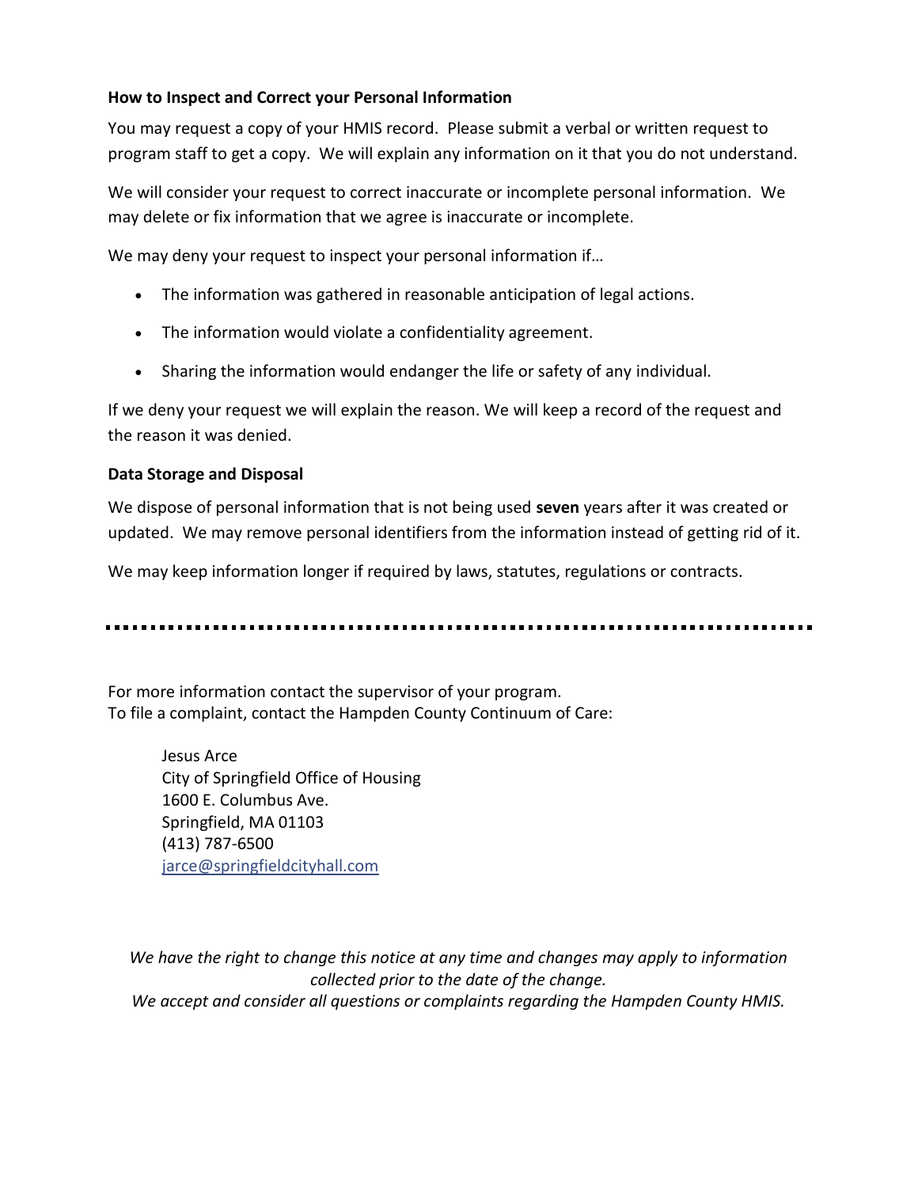### How to Inspect and Correct your Personal Information

You may request a copy of your HMIS record. Please submit a verbal or written request to program staff to get a copy. We will explain any information on it that you do not understand.

We will consider your request to correct inaccurate or incomplete personal information. We may delete or fix information that we agree is inaccurate or incomplete.

We may deny your request to inspect your personal information if…

- The information was gathered in reasonable anticipation of legal actions.
- The information would violate a confidentiality agreement.
- Sharing the information would endanger the life or safety of any individual.

If we deny your request we will explain the reason. We will keep a record of the request and the reason it was denied.

### Data Storage and Disposal

We dispose of personal information that is not being used **seven** years after it was created or updated. We may remove personal identifiers from the information instead of getting rid of it.

We may keep information longer if required by laws, statutes, regulations or contracts.

---

For more information contact the supervisor of your program.
To file a complaint, contact the Hampden County Continuum of Care:

Jesus Arce
City of Springfield Office of Housing
1600 E. Columbus Ave.
Springfield, MA 01103
(413) 787-6500
jarce@springfieldcityhall.com

*We have the right to change this notice at any time and changes may apply to information collected prior to the date of the change.*
*We accept and consider all questions or complaints regarding the Hampden County HMIS.*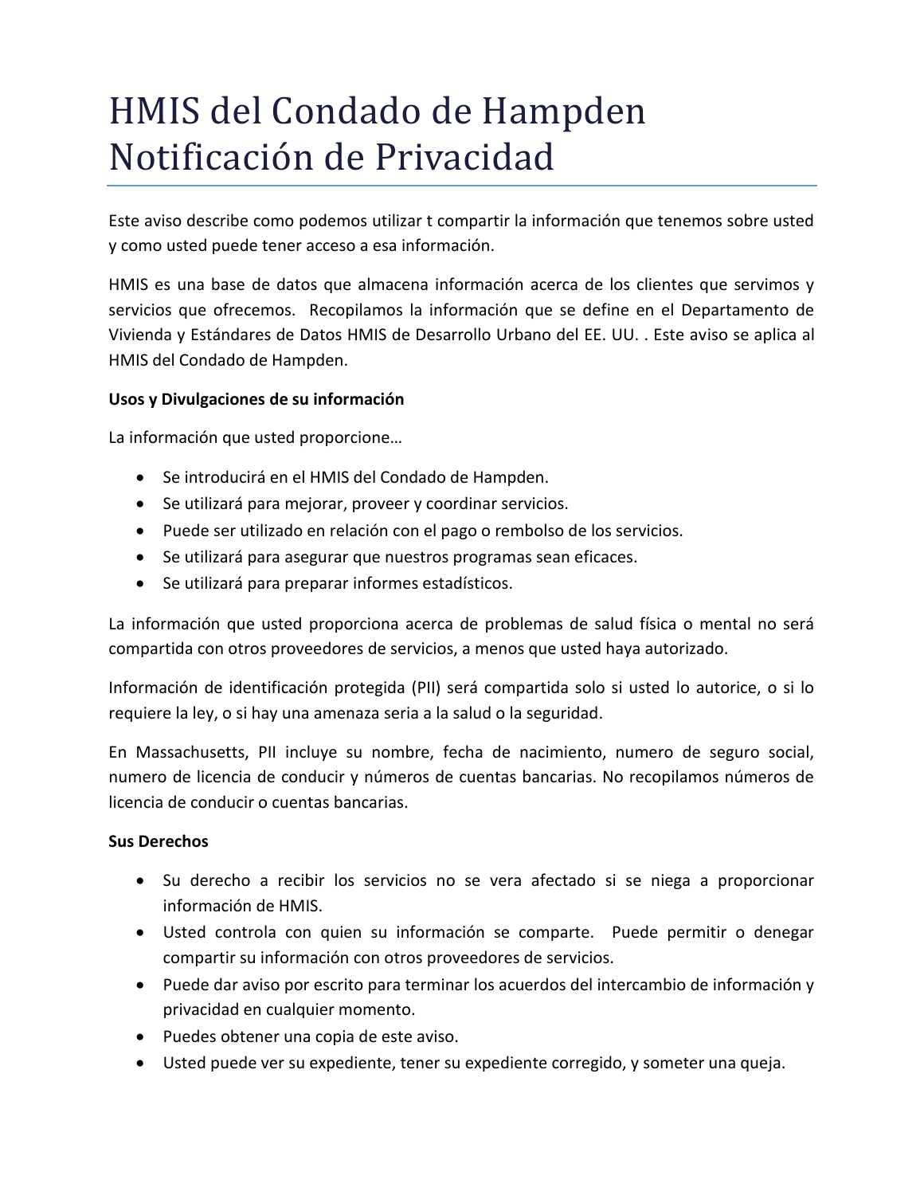# HMIS del Condado de Hampden Notificación de Privacidad

Este aviso describe como podemos utilizar t compartir la información que tenemos sobre usted y como usted puede tener acceso a esa información.

HMIS es una base de datos que almacena información acerca de los clientes que servimos y servicios que ofrecemos. Recopilamos la información que se define en el Departamento de Vivienda y Estándares de Datos HMIS de Desarrollo Urbano del EE. UU. . Este aviso se aplica al HMIS del Condado de Hampden.

**Usos y Divulgaciones de su información**

La información que usted proporcione…

- Se introducirá en el HMIS del Condado de Hampden.
- Se utilizará para mejorar, proveer y coordinar servicios.
- Puede ser utilizado en relación con el pago o rembolso de los servicios.
- Se utilizará para asegurar que nuestros programas sean eficaces.
- Se utilizará para preparar informes estadísticos.

La información que usted proporciona acerca de problemas de salud física o mental no será compartida con otros proveedores de servicios, a menos que usted haya autorizado.

Información de identificación protegida (PII) será compartida solo si usted lo autorice, o si lo requiere la ley, o si hay una amenaza seria a la salud o la seguridad.

En Massachusetts, PII incluye su nombre, fecha de nacimiento, numero de seguro social, numero de licencia de conducir y números de cuentas bancarias. No recopilamos números de licencia de conducir o cuentas bancarias.

**Sus Derechos**

- Su derecho a recibir los servicios no se vera afectado si se niega a proporcionar información de HMIS.
- Usted controla con quien su información se comparte. Puede permitir o denegar compartir su información con otros proveedores de servicios.
- Puede dar aviso por escrito para terminar los acuerdos del intercambio de información y privacidad en cualquier momento.
- Puedes obtener una copia de este aviso.
- Usted puede ver su expediente, tener su expediente corregido, y someter una queja.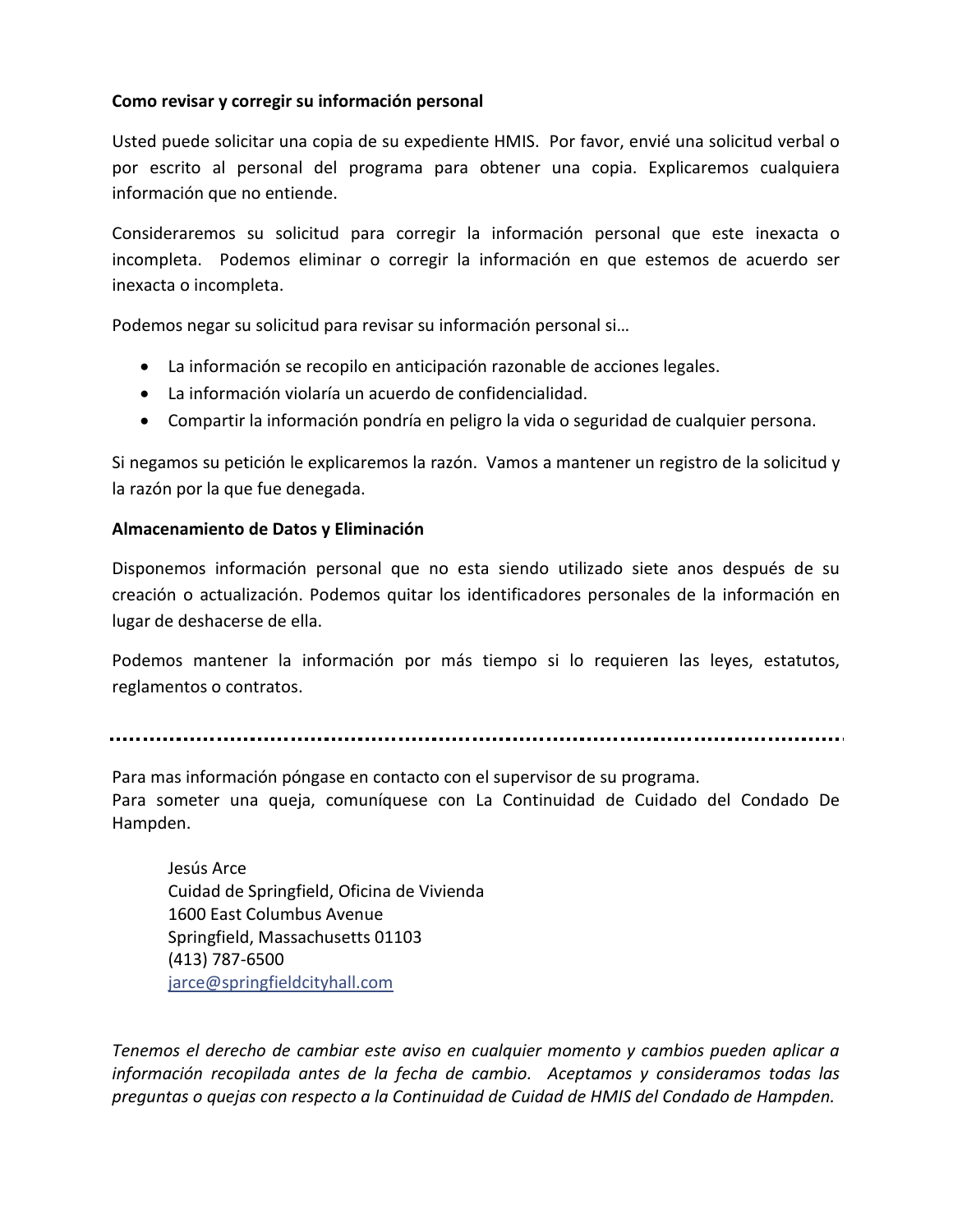**Como revisar y corregir su información personal**

Usted puede solicitar una copia de su expediente HMIS. Por favor, envié una solicitud verbal o por escrito al personal del programa para obtener una copia. Explicaremos cualquiera información que no entiende.

Consideraremos su solicitud para corregir la información personal que este inexacta o incompleta. Podemos eliminar o corregir la información en que estemos de acuerdo ser inexacta o incompleta.

Podemos negar su solicitud para revisar su información personal si…

- La información se recopilo en anticipación razonable de acciones legales.
- La información violaría un acuerdo de confidencialidad.
- Compartir la información pondría en peligro la vida o seguridad de cualquier persona.

Si negamos su petición le explicaremos la razón. Vamos a mantener un registro de la solicitud y la razón por la que fue denegada.

**Almacenamiento de Datos y Eliminación**

Disponemos información personal que no esta siendo utilizado siete anos después de su creación o actualización. Podemos quitar los identificadores personales de la información en lugar de deshacerse de ella.

Podemos mantener la información por más tiempo si lo requieren las leyes, estatutos, reglamentos o contratos.

---

Para mas información póngase en contacto con el supervisor de su programa.
Para someter una queja, comuníquese con La Continuidad de Cuidado del Condado De Hampden.

> Jesús Arce
> Cuidad de Springfield, Oficina de Vivienda
> 1600 East Columbus Avenue
> Springfield, Massachusetts 01103
> (413) 787-6500
> jarce@springfieldcityhall.com

*Tenemos el derecho de cambiar este aviso en cualquier momento y cambios pueden aplicar a información recopilada antes de la fecha de cambio. Aceptamos y consideramos todas las preguntas o quejas con respecto a la Continuidad de Cuidad de HMIS del Condado de Hampden.*